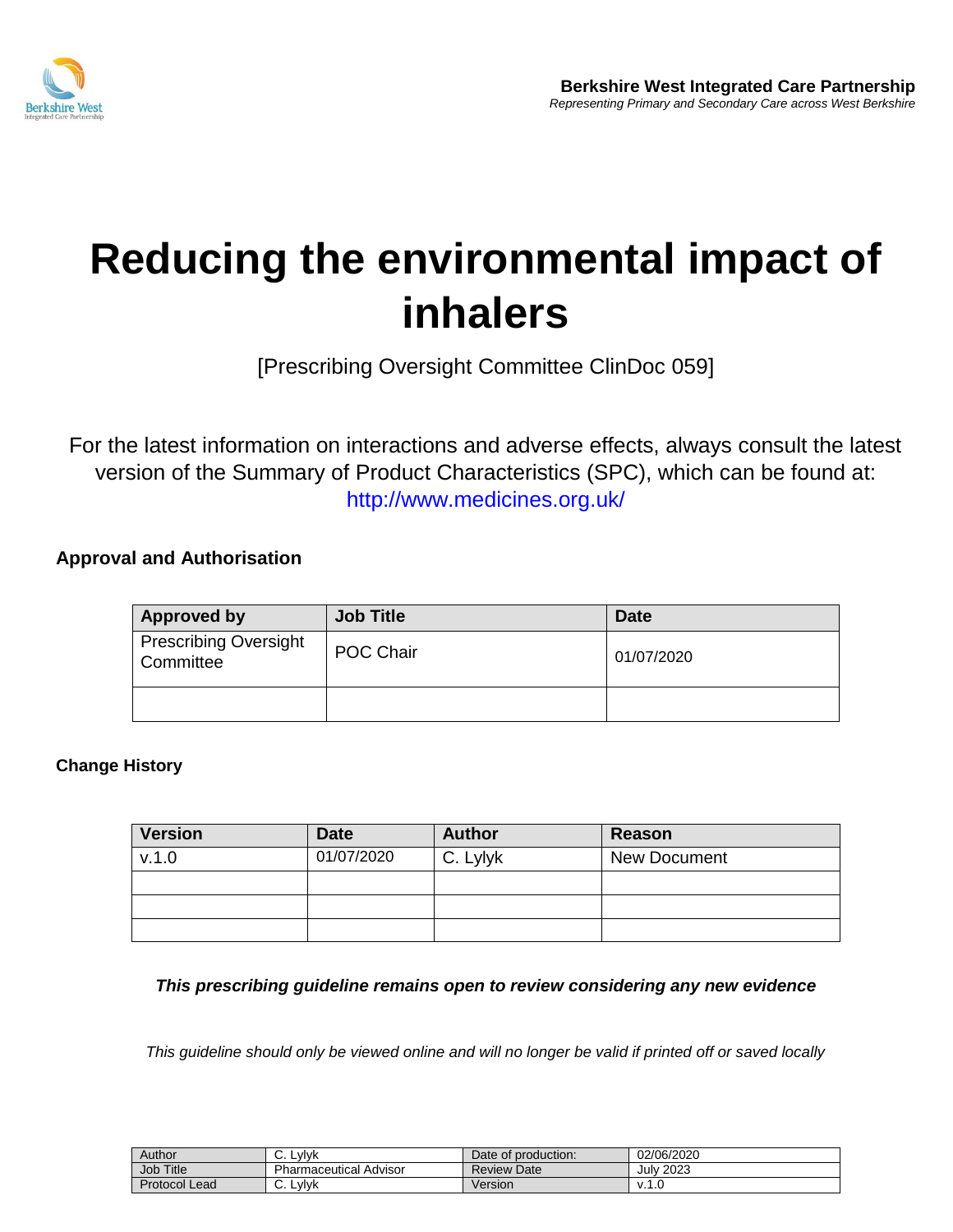**Berkshire West Integrated Care Partnership**
*Representing Primary and Secondary Care across West Berkshire*

# Reducing the environmental impact of inhalers

[Prescribing Oversight Committee ClinDoc 059]

For the latest information on interactions and adverse effects, always consult the latest version of the Summary of Product Characteristics (SPC), which can be found at: http://www.medicines.org.uk/

### Approval and Authorisation

| Approved by | Job Title | Date |
|---|---|---|
| Prescribing Oversight Committee | POC Chair | 01/07/2020 |
| | | |

### Change History

| Version | Date | Author | Reason |
|---|---|---|---|
| v.1.0 | 01/07/2020 | C. Lylyk | New Document |
| | | | |
| | | | |
| | | | |

***This prescribing guideline remains open to review considering any new evidence***

*This guideline should only be viewed online and will no longer be valid if printed off or saved locally*

| Author | C. Lylyk | Date of production: | 02/06/2020 |
|---|---|---|---|
| Job Title | Pharmaceutical Advisor | Review Date | July 2023 |
| Protocol Lead | C. Lylyk | Version | v.1.0 |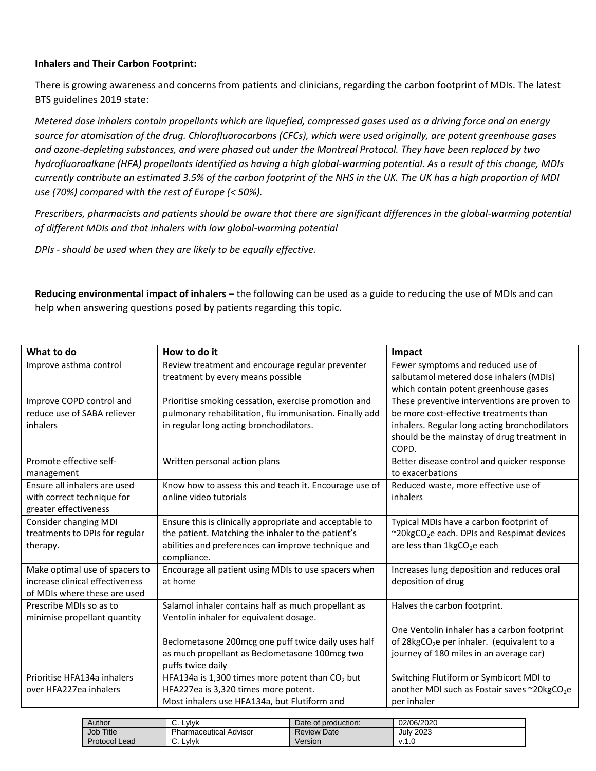**Inhalers and Their Carbon Footprint:**

There is growing awareness and concerns from patients and clinicians, regarding the carbon footprint of MDIs. The latest BTS guidelines 2019 state:

*Metered dose inhalers contain propellants which are liquefied, compressed gases used as a driving force and an energy source for atomisation of the drug. Chlorofluorocarbons (CFCs), which were used originally, are potent greenhouse gases and ozone-depleting substances, and were phased out under the Montreal Protocol. They have been replaced by two hydrofluoroalkane (HFA) propellants identified as having a high global-warming potential. As a result of this change, MDIs currently contribute an estimated 3.5% of the carbon footprint of the NHS in the UK. The UK has a high proportion of MDI use (70%) compared with the rest of Europe (< 50%).*

*Prescribers, pharmacists and patients should be aware that there are significant differences in the global-warming potential of different MDIs and that inhalers with low global-warming potential*

*DPIs - should be used when they are likely to be equally effective.*

**Reducing environmental impact of inhalers** – the following can be used as a guide to reducing the use of MDIs and can help when answering questions posed by patients regarding this topic.

| What to do | How to do it | Impact |
|---|---|---|
| Improve asthma control | Review treatment and encourage regular preventer treatment by every means possible | Fewer symptoms and reduced use of salbutamol metered dose inhalers (MDIs) which contain potent greenhouse gases |
| Improve COPD control and reduce use of SABA reliever inhalers | Prioritise smoking cessation, exercise promotion and pulmonary rehabilitation, flu immunisation. Finally add in regular long acting bronchodilators. | These preventive interventions are proven to be more cost-effective treatments than inhalers. Regular long acting bronchodilators should be the mainstay of drug treatment in COPD. |
| Promote effective self-management | Written personal action plans | Better disease control and quicker response to exacerbations |
| Ensure all inhalers are used with correct technique for greater effectiveness | Know how to assess this and teach it. Encourage use of online video tutorials | Reduced waste, more effective use of inhalers |
| Consider changing MDI treatments to DPIs for regular therapy. | Ensure this is clinically appropriate and acceptable to the patient. Matching the inhaler to the patient's abilities and preferences can improve technique and compliance. | Typical MDIs have a carbon footprint of ~20kg$CO_2$e each. DPIs and Respimat devices are less than 1kg$CO_2$e each |
| Make optimal use of spacers to increase clinical effectiveness of MDIs where these are used | Encourage all patient using MDIs to use spacers when at home | Increases lung deposition and reduces oral deposition of drug |
| Prescribe MDIs so as to minimise propellant quantity | Salamol inhaler contains half as much propellant as Ventolin inhaler for equivalent dosage.<br><br>Beclometasone 200mcg one puff twice daily uses half as much propellant as Beclometasone 100mcg two puffs twice daily | Halves the carbon footprint.<br><br>One Ventolin inhaler has a carbon footprint of 28kg$CO_2$e per inhaler. (equivalent to a journey of 180 miles in an average car) |
| Prioritise HFA134a inhalers over HFA227ea inhalers | HFA134a is 1,300 times more potent than $CO_2$ but HFA227ea is 3,320 times more potent.<br>Most inhalers use HFA134a, but Flutiform and | Switching Flutiform or Symbicort MDI to another MDI such as Fostair saves ~20kg$CO_2$e per inhaler |

| Author | C. Lylyk | Date of production: | 02/06/2020 |
|---|---|---|---|
| Job Title | Pharmaceutical Advisor | Review Date | July 2023 |
| Protocol Lead | C. Lylyk | Version | v.1.0 |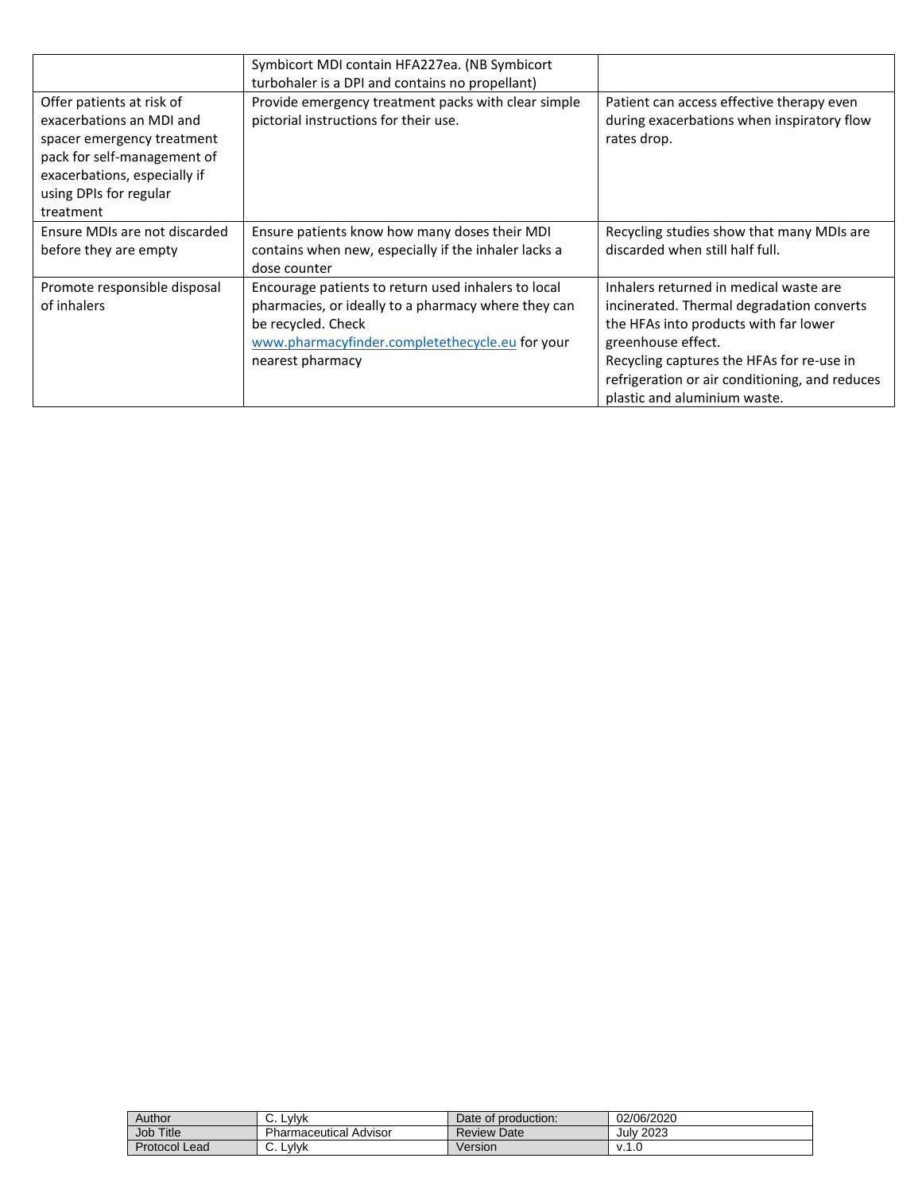| | | |
|---|---|---|
| | Symbicort MDI contain HFA227ea. (NB Symbicort turbohaler is a DPI and contains no propellant) | |
| Offer patients at risk of exacerbations an MDI and spacer emergency treatment pack for self-management of exacerbations, especially if using DPIs for regular treatment | Provide emergency treatment packs with clear simple pictorial instructions for their use. | Patient can access effective therapy even during exacerbations when inspiratory flow rates drop. |
| Ensure MDIs are not discarded before they are empty | Ensure patients know how many doses their MDI contains when new, especially if the inhaler lacks a dose counter | Recycling studies show that many MDIs are discarded when still half full. |
| Promote responsible disposal of inhalers | Encourage patients to return used inhalers to local pharmacies, or ideally to a pharmacy where they can be recycled. Check www.pharmacyfinder.completethecycle.eu for your nearest pharmacy | Inhalers returned in medical waste are incinerated. Thermal degradation converts the HFAs into products with far lower greenhouse effect.<br>Recycling captures the HFAs for re-use in refrigeration or air conditioning, and reduces plastic and aluminium waste. |

| Author | C. Lylyk | Date of production: | 02/06/2020 |
|---|---|---|---|
| Job Title | Pharmaceutical Advisor | Review Date | July 2023 |
| Protocol Lead | C. Lylyk | Version | v.1.0 |